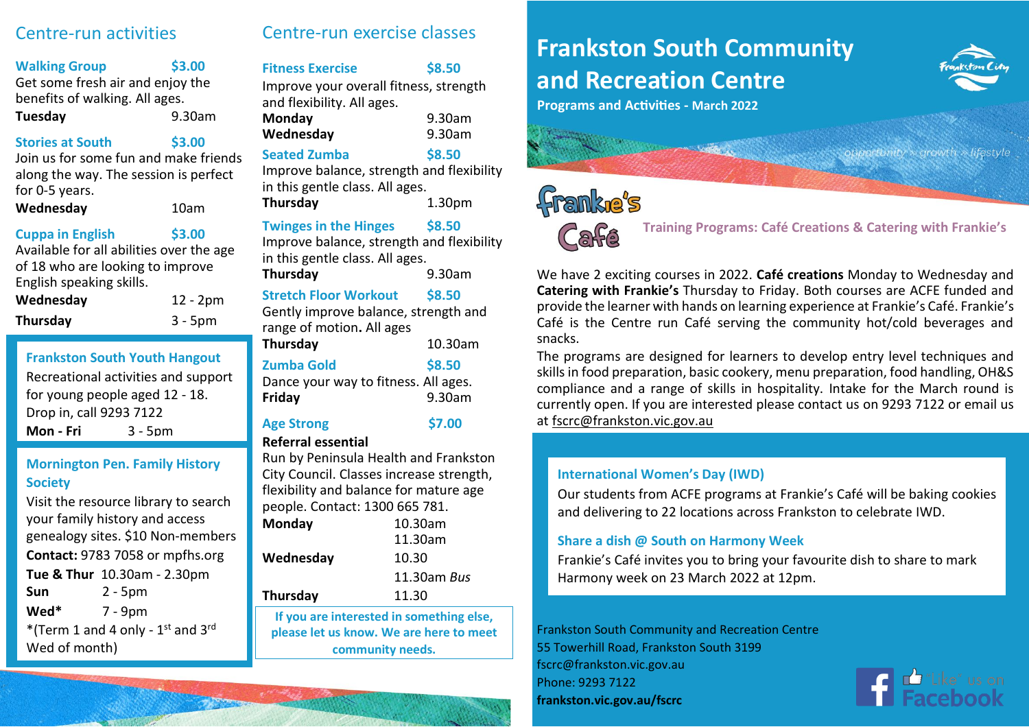# Frankston South Community and Recreation Centre

**Programs and Activities - March 2022**

*opportunity > growth > lifestyle*

## Centre-run activities

### Walking Group — $3.00

Get some fresh air and enjoy the benefits of walking. All ages.

**Tuesday** 9.30am

### Stories at South — $3.00

Join us for some fun and make friends along the way. The session is perfect for 0-5 years.

**Wednesday** 10am

### Cuppa in English — $3.00

Available for all abilities over the age of 18 who are looking to improve English speaking skills.

**Wednesday** 12 - 2pm

**Thursday** 3 - 5pm

### Frankston South Youth Hangout

Recreational activities and support for young people aged 12 - 18.

Drop in, call 9293 7122

**Mon - Fri** 3 - 5pm

### Mornington Pen. Family History Society

Visit the resource library to search your family history and access genealogy sites. $10 Non-members

**Contact:** 9783 7058 or mpfhs.org

**Tue & Thur** 10.30am - 2.30pm

**Sun** 2 - 5pm

**Wed*** 7 - 9pm

*(Term 1 and 4 only - 1st and 3rd Wed of month)

## Centre-run exercise classes

### Fitness Exercise — $8.50

Improve your overall fitness, strength and flexibility. All ages.

**Monday** 9.30am

**Wednesday** 9.30am

### Seated Zumba — $8.50

Improve balance, strength and flexibility in this gentle class. All ages.

**Thursday** 1.30pm

### Twinges in the Hinges — $8.50

Improve balance, strength and flexibility in this gentle class. All ages.

**Thursday** 9.30am

### Stretch Floor Workout — $8.50

Gently improve balance, strength and range of motion**.** All ages

**Thursday** 10.30am

### Zumba Gold — $8.50

Dance your way to fitness. All ages.

**Friday** 9.30am

### Age Strong — $7.00

**Referral essential**

Run by Peninsula Health and Frankston City Council. Classes increase strength, flexibility and balance for mature age people. Contact: 1300 665 781.

**Monday** 10.30am, 11.30am

**Wednesday** 10.30, 11.30am *Bus*

**Thursday** 11.30

**If you are interested in something else, please let us know. We are here to meet community needs.**

## Frankie's Café

### Training Programs: Café Creations & Catering with Frankie's

We have 2 exciting courses in 2022. **Café creations** Monday to Wednesday and **Catering with Frankie's** Thursday to Friday. Both courses are ACFE funded and provide the learner with hands on learning experience at Frankie's Café. Frankie's Café is the Centre run Café serving the community hot/cold beverages and snacks.

The programs are designed for learners to develop entry level techniques and skills in food preparation, basic cookery, menu preparation, food handling, OH&S compliance and a range of skills in hospitality. Intake for the March round is currently open. If you are interested please contact us on 9293 7122 or email us at fscrc@frankston.vic.gov.au

### International Women's Day (IWD)

Our students from ACFE programs at Frankie's Café will be baking cookies and delivering to 22 locations across Frankston to celebrate IWD.

### Share a dish @ South on Harmony Week

Frankie's Café invites you to bring your favourite dish to share to mark Harmony week on 23 March 2022 at 12pm.

Frankston South Community and Recreation Centre
55 Towerhill Road, Frankston South 3199
fscrc@frankston.vic.gov.au
Phone: 9293 7122
**frankston.vic.gov.au/fscrc**

"Like" us on Facebook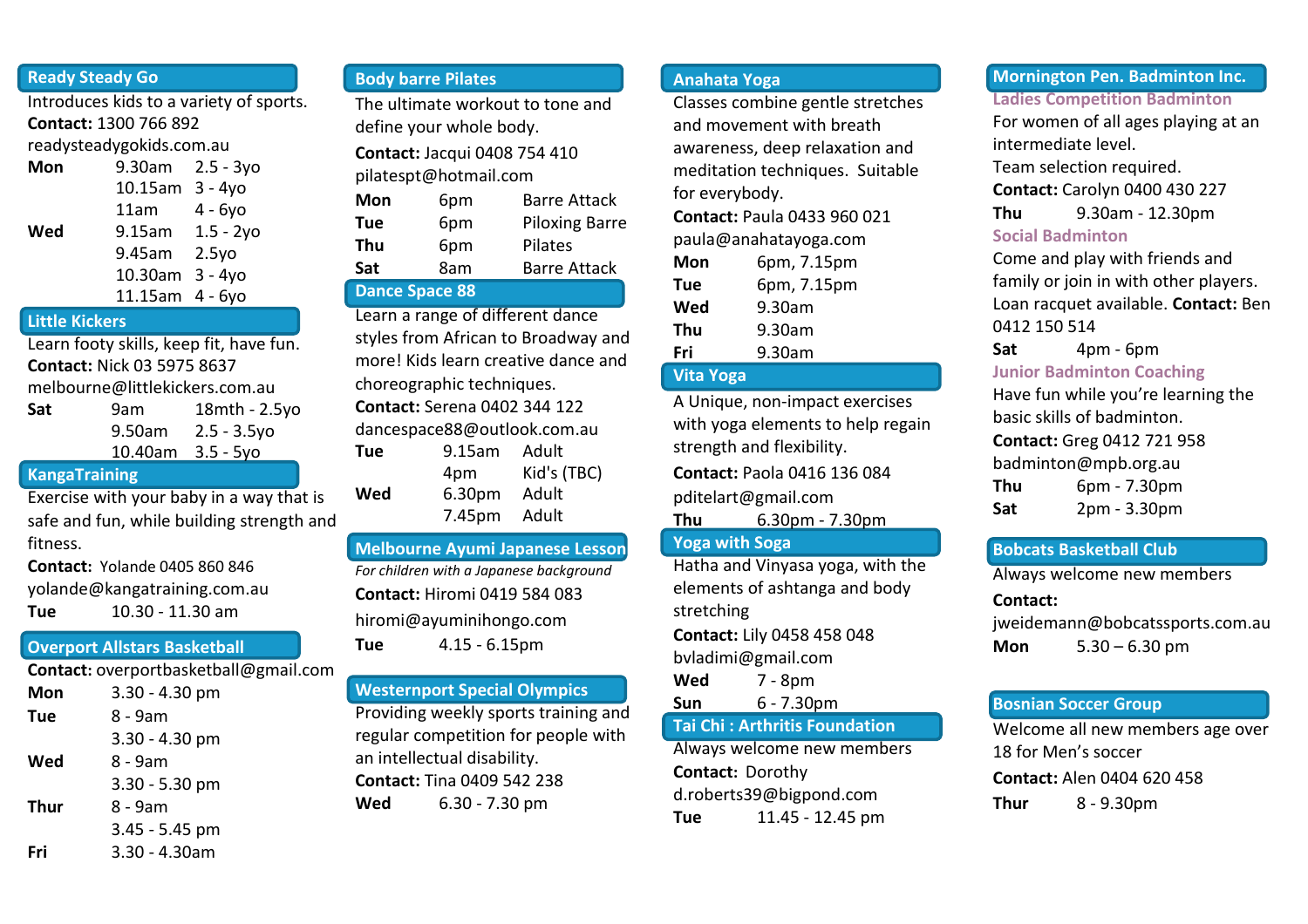## Ready Steady Go

Introduces kids to a variety of sports.

**Contact:** 1300 766 892

readysteadygokids.com.au

| | | |
|---|---|---|
| **Mon** | 9.30am | 2.5 - 3yo |
| | 10.15am | 3 - 4yo |
| | 11am | 4 - 6yo |
| **Wed** | 9.15am | 1.5 - 2yo |
| | 9.45am | 2.5yo |
| | 10.30am | 3 - 4yo |
| | 11.15am | 4 - 6yo |

## Little Kickers

Learn footy skills, keep fit, have fun.

**Contact:** Nick 03 5975 8637

melbourne@littlekickers.com.au

| | | |
|---|---|---|
| **Sat** | 9am | 18mth - 2.5yo |
| | 9.50am | 2.5 - 3.5yo |
| | 10.40am | 3.5 - 5yo |

## KangaTraining

Exercise with your baby in a way that is safe and fun, while building strength and fitness.

**Contact:** Yolande 0405 860 846

yolande@kangatraining.com.au

**Tue** 10.30 - 11.30 am

## Overport Allstars Basketball

**Contact:** overportbasketball@gmail.com

| | |
|---|---|
| **Mon** | 3.30 - 4.30 pm |
| **Tue** | 8 - 9am |
| | 3.30 - 4.30 pm |
| **Wed** | 8 - 9am |
| | 3.30 - 5.30 pm |
| **Thur** | 8 - 9am |
| | 3.45 - 5.45 pm |
| **Fri** | 3.30 - 4.30am |

## Body barre Pilates

The ultimate workout to tone and define your whole body.

**Contact:** Jacqui 0408 754 410

pilatespt@hotmail.com

| | | |
|---|---|---|
| **Mon** | 6pm | Barre Attack |
| **Tue** | 6pm | Piloxing Barre |
| **Thu** | 6pm | Pilates |
| **Sat** | 8am | Barre Attack |

## Dance Space 88

Learn a range of different dance styles from African to Broadway and more! Kids learn creative dance and choreographic techniques.

**Contact:** Serena 0402 344 122

dancespace88@outlook.com.au

| | | |
|---|---|---|
| **Tue** | 9.15am | Adult |
| | 4pm | Kid's (TBC) |
| **Wed** | 6.30pm | Adult |
| | 7.45pm | Adult |

## Melbourne Ayumi Japanese Lesson

*For children with a Japanese background*

**Contact:** Hiromi 0419 584 083

hiromi@ayuminihongo.com

**Tue** 4.15 - 6.15pm

## Westernport Special Olympics

Providing weekly sports training and regular competition for people with an intellectual disability.

**Contact:** Tina 0409 542 238

**Wed** 6.30 - 7.30 pm

## Anahata Yoga

Classes combine gentle stretches and movement with breath awareness, deep relaxation and meditation techniques. Suitable for everybody.

**Contact:** Paula 0433 960 021

paula@anahatayoga.com

| | |
|---|---|
| **Mon** | 6pm, 7.15pm |
| **Tue** | 6pm, 7.15pm |
| **Wed** | 9.30am |
| **Thu** | 9.30am |
| **Fri** | 9.30am |

## Vita Yoga

A Unique, non-impact exercises with yoga elements to help regain strength and flexibility.

**Contact:** Paola 0416 136 084

pditelart@gmail.com

**Thu** 6.30pm - 7.30pm

## Yoga with Soga

Hatha and Vinyasa yoga, with the elements of ashtanga and body stretching

**Contact:** Lily 0458 458 048

bvladimi@gmail.com

| | |
|---|---|
| **Wed** | 7 - 8pm |
| **Sun** | 6 - 7.30pm |

## Tai Chi : Arthritis Foundation

Always welcome new members

**Contact:** Dorothy

d.roberts39@bigpond.com

**Tue** 11.45 - 12.45 pm

## Mornington Pen. Badminton Inc.

### Ladies Competition Badminton

For women of all ages playing at an intermediate level.

Team selection required.

**Contact:** Carolyn 0400 430 227

**Thu** 9.30am - 12.30pm

### Social Badminton

Come and play with friends and family or join in with other players. Loan racquet available. **Contact:** Ben 0412 150 514

**Sat** 4pm - 6pm

### Junior Badminton Coaching

Have fun while you're learning the basic skills of badminton.

**Contact:** Greg 0412 721 958

badminton@mpb.org.au

| | |
|---|---|
| **Thu** | 6pm - 7.30pm |
| **Sat** | 2pm - 3.30pm |

## Bobcats Basketball Club

Always welcome new members

**Contact:**

jweidemann@bobcatssports.com.au

**Mon** 5.30 – 6.30 pm

## Bosnian Soccer Group

Welcome all new members age over 18 for Men's soccer

**Contact:** Alen 0404 620 458

**Thur** 8 - 9.30pm